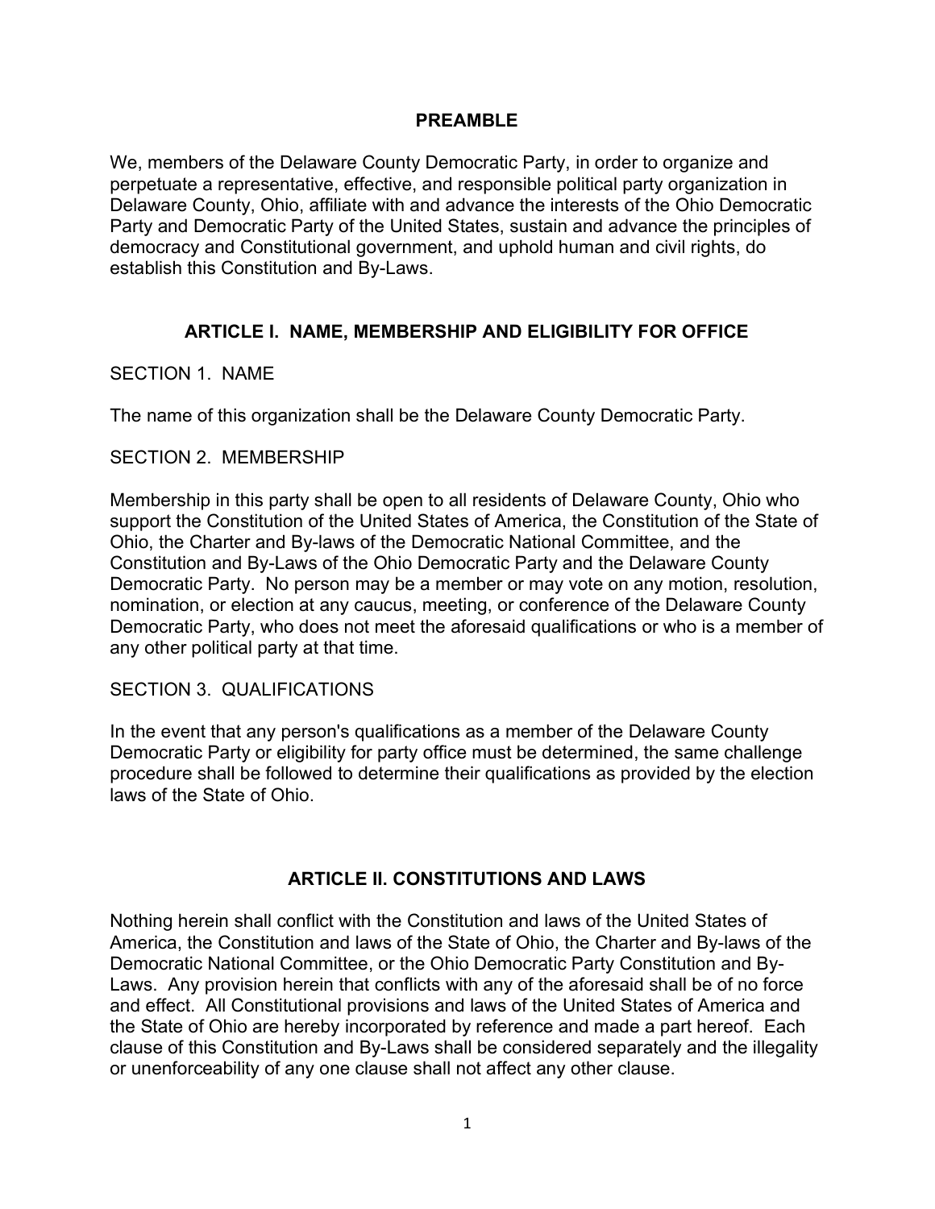## PREAMBLE

We, members of the Delaware County Democratic Party, in order to organize and perpetuate a representative, effective, and responsible political party organization in Delaware County, Ohio, affiliate with and advance the interests of the Ohio Democratic Party and Democratic Party of the United States, sustain and advance the principles of democracy and Constitutional government, and uphold human and civil rights, do establish this Constitution and By-Laws.

## ARTICLE I. NAME, MEMBERSHIP AND ELIGIBILITY FOR OFFICE

### SECTION 1. NAME

The name of this organization shall be the Delaware County Democratic Party.

### SECTION 2. MEMBERSHIP

Membership in this party shall be open to all residents of Delaware County, Ohio who support the Constitution of the United States of America, the Constitution of the State of Ohio, the Charter and By-laws of the Democratic National Committee, and the Constitution and By-Laws of the Ohio Democratic Party and the Delaware County Democratic Party. No person may be a member or may vote on any motion, resolution, nomination, or election at any caucus, meeting, or conference of the Delaware County Democratic Party, who does not meet the aforesaid qualifications or who is a member of any other political party at that time.

### SECTION 3. QUALIFICATIONS

In the event that any person's qualifications as a member of the Delaware County Democratic Party or eligibility for party office must be determined, the same challenge procedure shall be followed to determine their qualifications as provided by the election laws of the State of Ohio.

## ARTICLE II. CONSTITUTIONS AND LAWS

Nothing herein shall conflict with the Constitution and laws of the United States of America, the Constitution and laws of the State of Ohio, the Charter and By-laws of the Democratic National Committee, or the Ohio Democratic Party Constitution and By-Laws. Any provision herein that conflicts with any of the aforesaid shall be of no force and effect. All Constitutional provisions and laws of the United States of America and the State of Ohio are hereby incorporated by reference and made a part hereof. Each clause of this Constitution and By-Laws shall be considered separately and the illegality or unenforceability of any one clause shall not affect any other clause.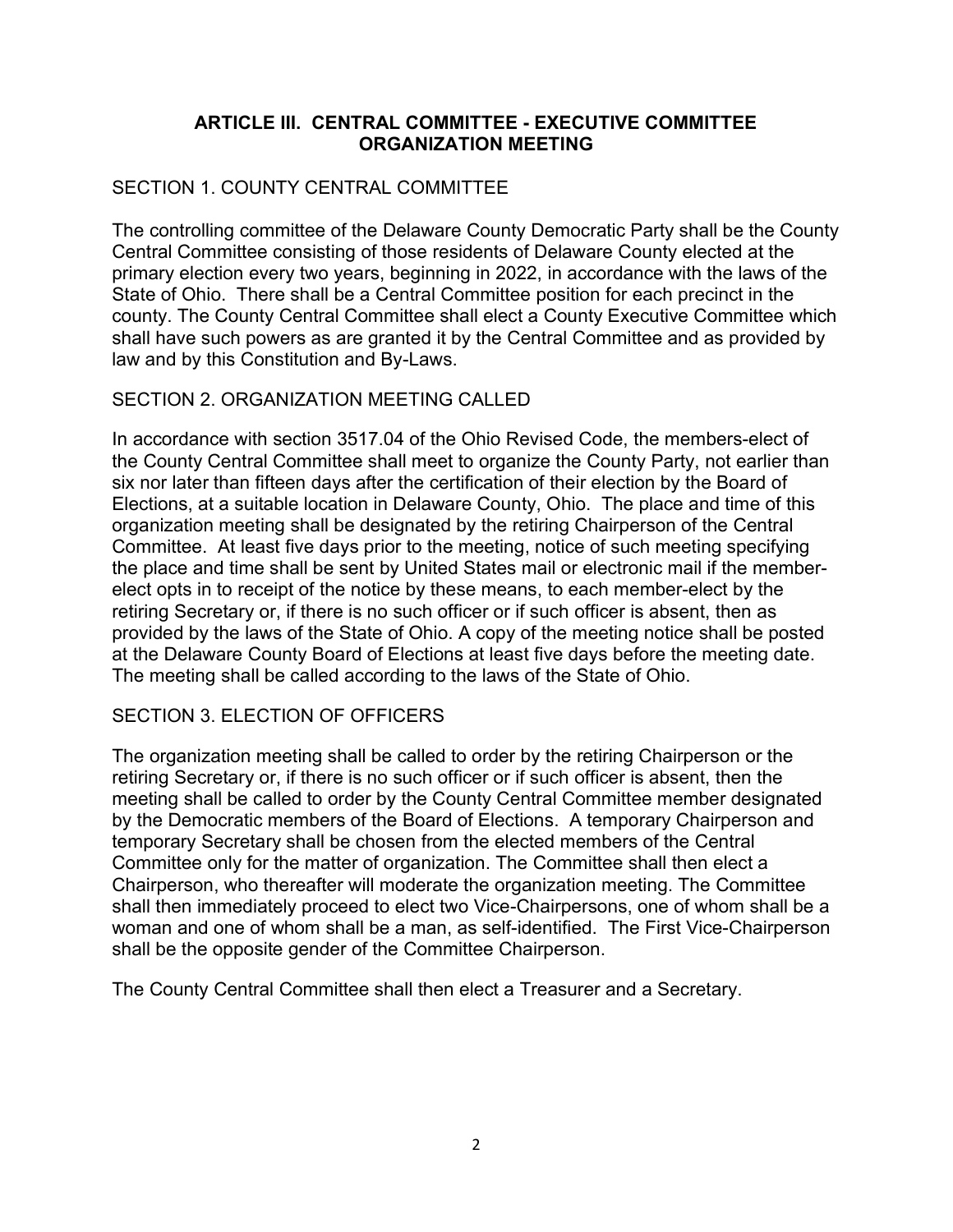## ARTICLE III. CENTRAL COMMITTEE - EXECUTIVE COMMITTEE ORGANIZATION MEETING

### SECTION 1. COUNTY CENTRAL COMMITTEE

The controlling committee of the Delaware County Democratic Party shall be the County Central Committee consisting of those residents of Delaware County elected at the primary election every two years, beginning in 2022, in accordance with the laws of the State of Ohio. There shall be a Central Committee position for each precinct in the county. The County Central Committee shall elect a County Executive Committee which shall have such powers as are granted it by the Central Committee and as provided by law and by this Constitution and By-Laws.

### SECTION 2. ORGANIZATION MEETING CALLED

In accordance with section 3517.04 of the Ohio Revised Code, the members-elect of the County Central Committee shall meet to organize the County Party, not earlier than six nor later than fifteen days after the certification of their election by the Board of Elections, at a suitable location in Delaware County, Ohio. The place and time of this organization meeting shall be designated by the retiring Chairperson of the Central Committee. At least five days prior to the meeting, notice of such meeting specifying the place and time shall be sent by United States mail or electronic mail if the member-elect opts in to receipt of the notice by these means, to each member-elect by the retiring Secretary or, if there is no such officer or if such officer is absent, then as provided by the laws of the State of Ohio. A copy of the meeting notice shall be posted at the Delaware County Board of Elections at least five days before the meeting date. The meeting shall be called according to the laws of the State of Ohio.

### SECTION 3. ELECTION OF OFFICERS

The organization meeting shall be called to order by the retiring Chairperson or the retiring Secretary or, if there is no such officer or if such officer is absent, then the meeting shall be called to order by the County Central Committee member designated by the Democratic members of the Board of Elections. A temporary Chairperson and temporary Secretary shall be chosen from the elected members of the Central Committee only for the matter of organization. The Committee shall then elect a Chairperson, who thereafter will moderate the organization meeting. The Committee shall then immediately proceed to elect two Vice-Chairpersons, one of whom shall be a woman and one of whom shall be a man, as self-identified. The First Vice-Chairperson shall be the opposite gender of the Committee Chairperson.

The County Central Committee shall then elect a Treasurer and a Secretary.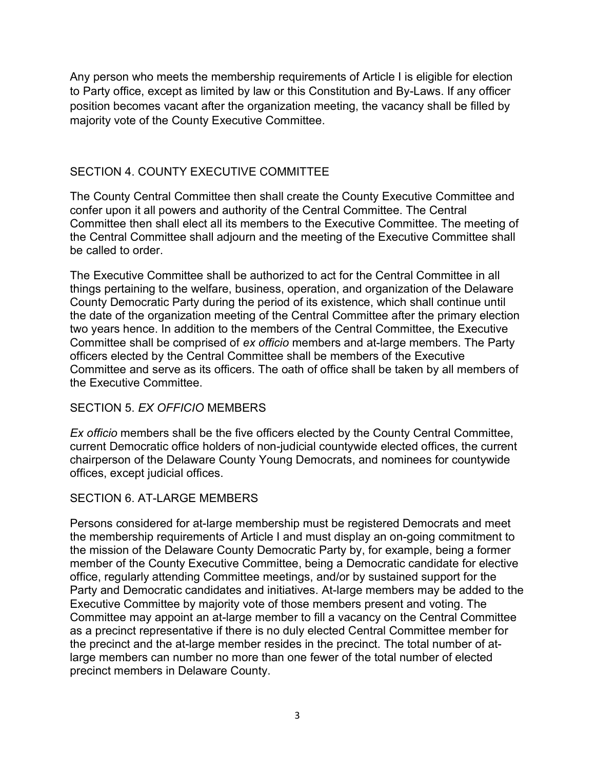Any person who meets the membership requirements of Article I is eligible for election to Party office, except as limited by law or this Constitution and By-Laws. If any officer position becomes vacant after the organization meeting, the vacancy shall be filled by majority vote of the County Executive Committee.

## SECTION 4. COUNTY EXECUTIVE COMMITTEE

The County Central Committee then shall create the County Executive Committee and confer upon it all powers and authority of the Central Committee. The Central Committee then shall elect all its members to the Executive Committee. The meeting of the Central Committee shall adjourn and the meeting of the Executive Committee shall be called to order.

The Executive Committee shall be authorized to act for the Central Committee in all things pertaining to the welfare, business, operation, and organization of the Delaware County Democratic Party during the period of its existence, which shall continue until the date of the organization meeting of the Central Committee after the primary election two years hence. In addition to the members of the Central Committee, the Executive Committee shall be comprised of *ex officio* members and at-large members. The Party officers elected by the Central Committee shall be members of the Executive Committee and serve as its officers. The oath of office shall be taken by all members of the Executive Committee.

## SECTION 5. *EX OFFICIO* MEMBERS

*Ex officio* members shall be the five officers elected by the County Central Committee, current Democratic office holders of non-judicial countywide elected offices, the current chairperson of the Delaware County Young Democrats, and nominees for countywide offices, except judicial offices.

## SECTION 6. AT-LARGE MEMBERS

Persons considered for at-large membership must be registered Democrats and meet the membership requirements of Article I and must display an on-going commitment to the mission of the Delaware County Democratic Party by, for example, being a former member of the County Executive Committee, being a Democratic candidate for elective office, regularly attending Committee meetings, and/or by sustained support for the Party and Democratic candidates and initiatives. At-large members may be added to the Executive Committee by majority vote of those members present and voting. The Committee may appoint an at-large member to fill a vacancy on the Central Committee as a precinct representative if there is no duly elected Central Committee member for the precinct and the at-large member resides in the precinct. The total number of at-large members can number no more than one fewer of the total number of elected precinct members in Delaware County.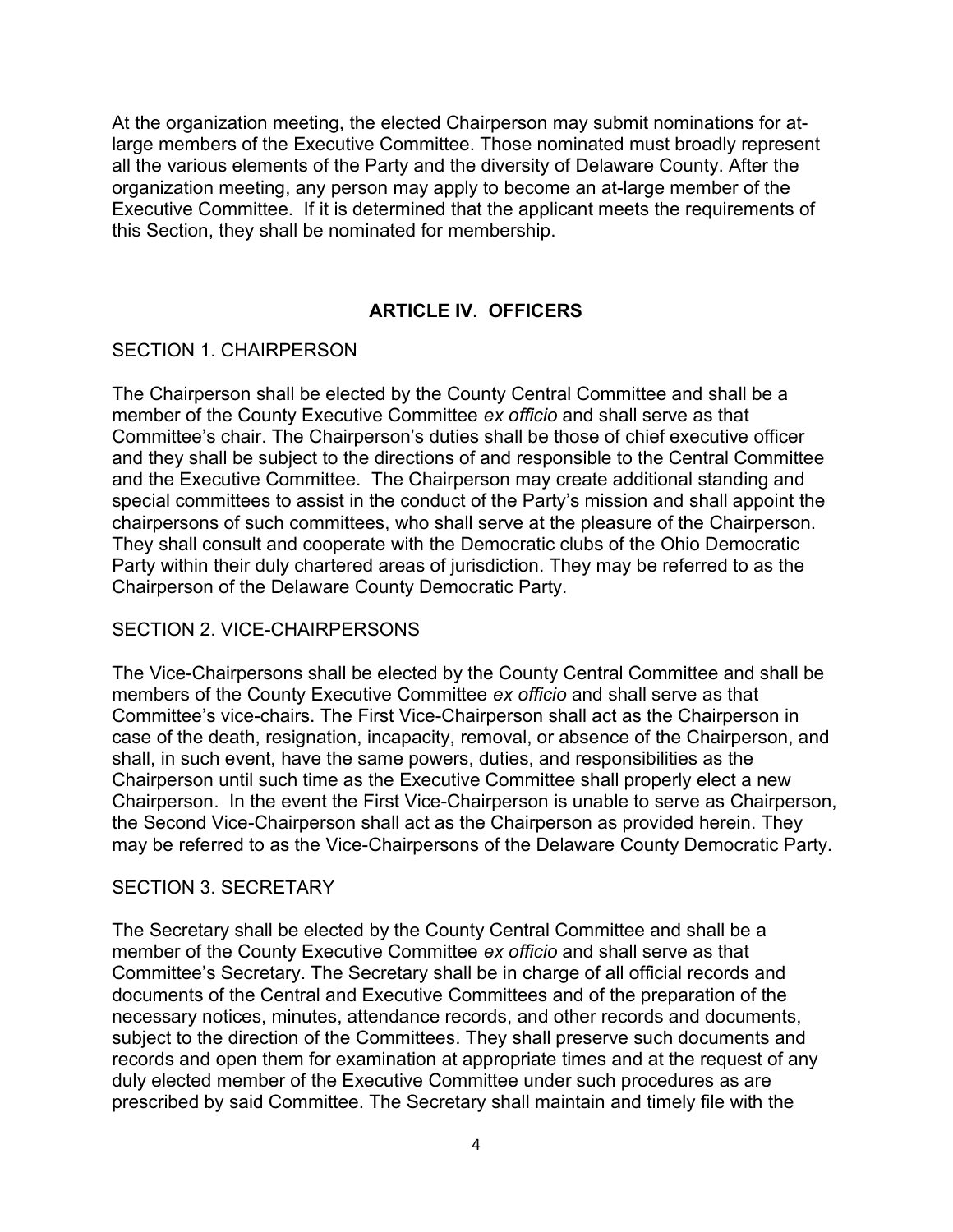At the organization meeting, the elected Chairperson may submit nominations for at-large members of the Executive Committee. Those nominated must broadly represent all the various elements of the Party and the diversity of Delaware County. After the organization meeting, any person may apply to become an at-large member of the Executive Committee. If it is determined that the applicant meets the requirements of this Section, they shall be nominated for membership.

## ARTICLE IV. OFFICERS

### SECTION 1. CHAIRPERSON

The Chairperson shall be elected by the County Central Committee and shall be a member of the County Executive Committee *ex officio* and shall serve as that Committee's chair. The Chairperson's duties shall be those of chief executive officer and they shall be subject to the directions of and responsible to the Central Committee and the Executive Committee. The Chairperson may create additional standing and special committees to assist in the conduct of the Party's mission and shall appoint the chairpersons of such committees, who shall serve at the pleasure of the Chairperson. They shall consult and cooperate with the Democratic clubs of the Ohio Democratic Party within their duly chartered areas of jurisdiction. They may be referred to as the Chairperson of the Delaware County Democratic Party.

### SECTION 2. VICE-CHAIRPERSONS

The Vice-Chairpersons shall be elected by the County Central Committee and shall be members of the County Executive Committee *ex officio* and shall serve as that Committee's vice-chairs. The First Vice-Chairperson shall act as the Chairperson in case of the death, resignation, incapacity, removal, or absence of the Chairperson, and shall, in such event, have the same powers, duties, and responsibilities as the Chairperson until such time as the Executive Committee shall properly elect a new Chairperson. In the event the First Vice-Chairperson is unable to serve as Chairperson, the Second Vice-Chairperson shall act as the Chairperson as provided herein. They may be referred to as the Vice-Chairpersons of the Delaware County Democratic Party.

### SECTION 3. SECRETARY

The Secretary shall be elected by the County Central Committee and shall be a member of the County Executive Committee *ex officio* and shall serve as that Committee's Secretary. The Secretary shall be in charge of all official records and documents of the Central and Executive Committees and of the preparation of the necessary notices, minutes, attendance records, and other records and documents, subject to the direction of the Committees. They shall preserve such documents and records and open them for examination at appropriate times and at the request of any duly elected member of the Executive Committee under such procedures as are prescribed by said Committee. The Secretary shall maintain and timely file with the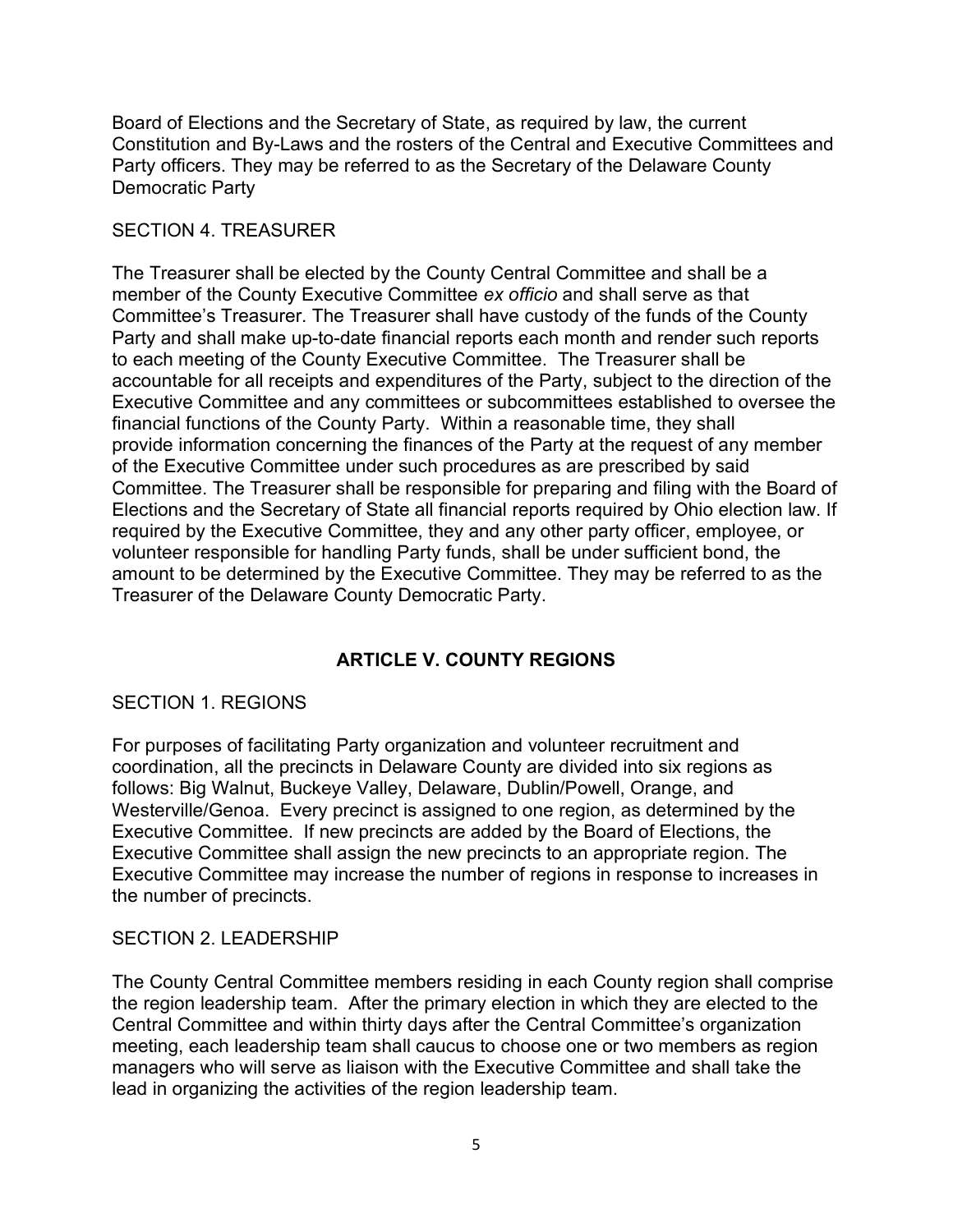Board of Elections and the Secretary of State, as required by law, the current Constitution and By-Laws and the rosters of the Central and Executive Committees and Party officers. They may be referred to as the Secretary of the Delaware County Democratic Party

SECTION 4. TREASURER

The Treasurer shall be elected by the County Central Committee and shall be a member of the County Executive Committee *ex officio* and shall serve as that Committee's Treasurer. The Treasurer shall have custody of the funds of the County Party and shall make up-to-date financial reports each month and render such reports to each meeting of the County Executive Committee. The Treasurer shall be accountable for all receipts and expenditures of the Party, subject to the direction of the Executive Committee and any committees or subcommittees established to oversee the financial functions of the County Party. Within a reasonable time, they shall provide information concerning the finances of the Party at the request of any member of the Executive Committee under such procedures as are prescribed by said Committee. The Treasurer shall be responsible for preparing and filing with the Board of Elections and the Secretary of State all financial reports required by Ohio election law. If required by the Executive Committee, they and any other party officer, employee, or volunteer responsible for handling Party funds, shall be under sufficient bond, the amount to be determined by the Executive Committee. They may be referred to as the Treasurer of the Delaware County Democratic Party.

## ARTICLE V. COUNTY REGIONS

SECTION 1. REGIONS

For purposes of facilitating Party organization and volunteer recruitment and coordination, all the precincts in Delaware County are divided into six regions as follows: Big Walnut, Buckeye Valley, Delaware, Dublin/Powell, Orange, and Westerville/Genoa. Every precinct is assigned to one region, as determined by the Executive Committee. If new precincts are added by the Board of Elections, the Executive Committee shall assign the new precincts to an appropriate region. The Executive Committee may increase the number of regions in response to increases in the number of precincts.

SECTION 2. LEADERSHIP

The County Central Committee members residing in each County region shall comprise the region leadership team. After the primary election in which they are elected to the Central Committee and within thirty days after the Central Committee's organization meeting, each leadership team shall caucus to choose one or two members as region managers who will serve as liaison with the Executive Committee and shall take the lead in organizing the activities of the region leadership team.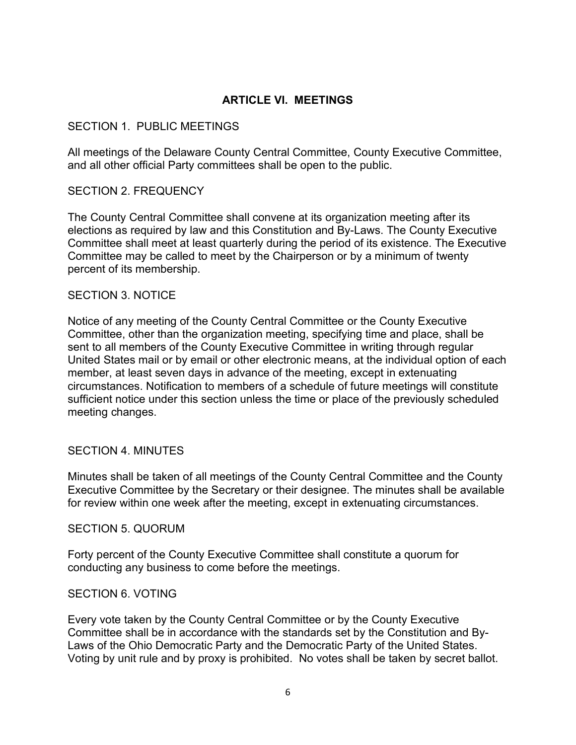## ARTICLE VI. MEETINGS

SECTION 1. PUBLIC MEETINGS

All meetings of the Delaware County Central Committee, County Executive Committee, and all other official Party committees shall be open to the public.

SECTION 2. FREQUENCY

The County Central Committee shall convene at its organization meeting after its elections as required by law and this Constitution and By-Laws. The County Executive Committee shall meet at least quarterly during the period of its existence. The Executive Committee may be called to meet by the Chairperson or by a minimum of twenty percent of its membership.

SECTION 3. NOTICE

Notice of any meeting of the County Central Committee or the County Executive Committee, other than the organization meeting, specifying time and place, shall be sent to all members of the County Executive Committee in writing through regular United States mail or by email or other electronic means, at the individual option of each member, at least seven days in advance of the meeting, except in extenuating circumstances. Notification to members of a schedule of future meetings will constitute sufficient notice under this section unless the time or place of the previously scheduled meeting changes.

SECTION 4. MINUTES

Minutes shall be taken of all meetings of the County Central Committee and the County Executive Committee by the Secretary or their designee. The minutes shall be available for review within one week after the meeting, except in extenuating circumstances.

SECTION 5. QUORUM

Forty percent of the County Executive Committee shall constitute a quorum for conducting any business to come before the meetings.

SECTION 6. VOTING

Every vote taken by the County Central Committee or by the County Executive Committee shall be in accordance with the standards set by the Constitution and By-Laws of the Ohio Democratic Party and the Democratic Party of the United States. Voting by unit rule and by proxy is prohibited. No votes shall be taken by secret ballot.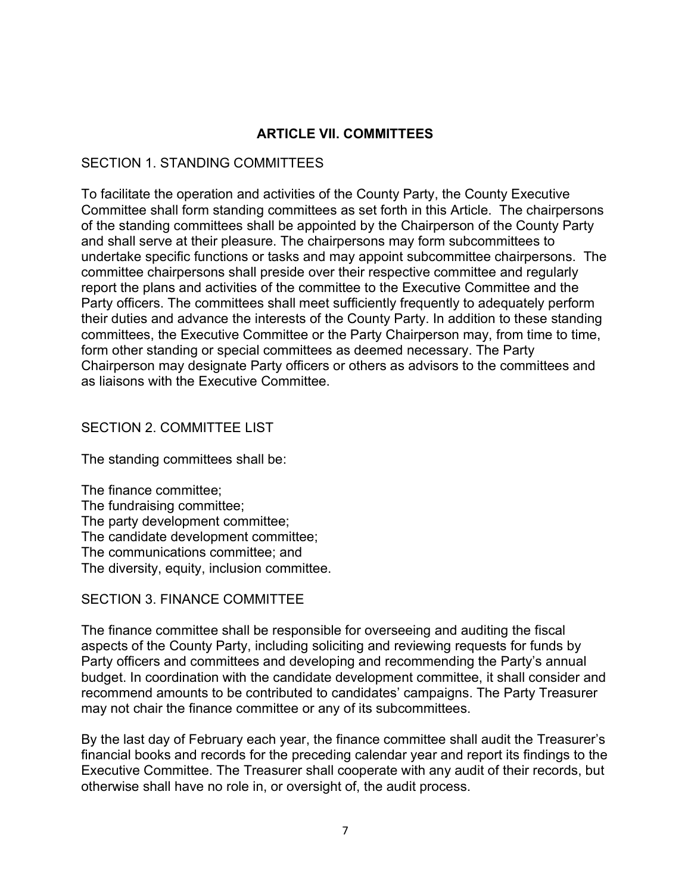## ARTICLE VII. COMMITTEES

SECTION 1. STANDING COMMITTEES

To facilitate the operation and activities of the County Party, the County Executive Committee shall form standing committees as set forth in this Article. The chairpersons of the standing committees shall be appointed by the Chairperson of the County Party and shall serve at their pleasure. The chairpersons may form subcommittees to undertake specific functions or tasks and may appoint subcommittee chairpersons. The committee chairpersons shall preside over their respective committee and regularly report the plans and activities of the committee to the Executive Committee and the Party officers. The committees shall meet sufficiently frequently to adequately perform their duties and advance the interests of the County Party. In addition to these standing committees, the Executive Committee or the Party Chairperson may, from time to time, form other standing or special committees as deemed necessary. The Party Chairperson may designate Party officers or others as advisors to the committees and as liaisons with the Executive Committee.

SECTION 2. COMMITTEE LIST

The standing committees shall be:

The finance committee;
The fundraising committee;
The party development committee;
The candidate development committee;
The communications committee; and
The diversity, equity, inclusion committee.

SECTION 3. FINANCE COMMITTEE

The finance committee shall be responsible for overseeing and auditing the fiscal aspects of the County Party, including soliciting and reviewing requests for funds by Party officers and committees and developing and recommending the Party's annual budget. In coordination with the candidate development committee, it shall consider and recommend amounts to be contributed to candidates' campaigns. The Party Treasurer may not chair the finance committee or any of its subcommittees.

By the last day of February each year, the finance committee shall audit the Treasurer's financial books and records for the preceding calendar year and report its findings to the Executive Committee. The Treasurer shall cooperate with any audit of their records, but otherwise shall have no role in, or oversight of, the audit process.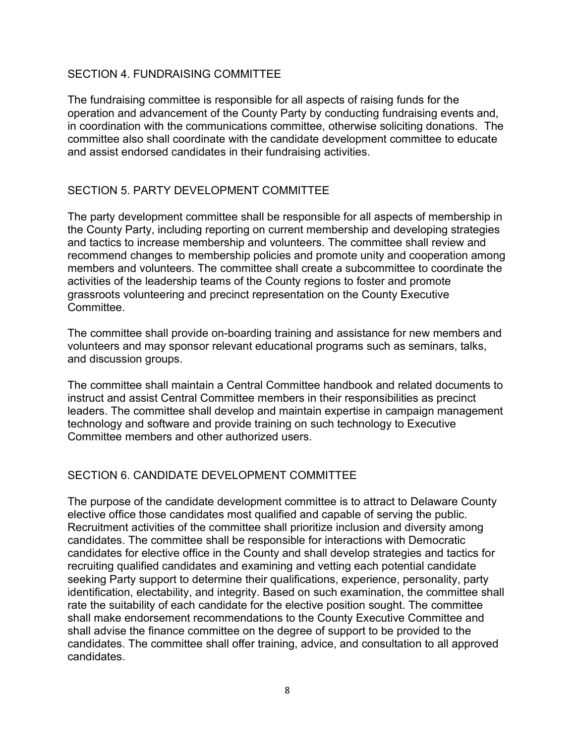## SECTION 4. FUNDRAISING COMMITTEE

The fundraising committee is responsible for all aspects of raising funds for the operation and advancement of the County Party by conducting fundraising events and, in coordination with the communications committee, otherwise soliciting donations. The committee also shall coordinate with the candidate development committee to educate and assist endorsed candidates in their fundraising activities.

## SECTION 5. PARTY DEVELOPMENT COMMITTEE

The party development committee shall be responsible for all aspects of membership in the County Party, including reporting on current membership and developing strategies and tactics to increase membership and volunteers. The committee shall review and recommend changes to membership policies and promote unity and cooperation among members and volunteers. The committee shall create a subcommittee to coordinate the activities of the leadership teams of the County regions to foster and promote grassroots volunteering and precinct representation on the County Executive Committee.

The committee shall provide on-boarding training and assistance for new members and volunteers and may sponsor relevant educational programs such as seminars, talks, and discussion groups.

The committee shall maintain a Central Committee handbook and related documents to instruct and assist Central Committee members in their responsibilities as precinct leaders. The committee shall develop and maintain expertise in campaign management technology and software and provide training on such technology to Executive Committee members and other authorized users.

## SECTION 6. CANDIDATE DEVELOPMENT COMMITTEE

The purpose of the candidate development committee is to attract to Delaware County elective office those candidates most qualified and capable of serving the public. Recruitment activities of the committee shall prioritize inclusion and diversity among candidates. The committee shall be responsible for interactions with Democratic candidates for elective office in the County and shall develop strategies and tactics for recruiting qualified candidates and examining and vetting each potential candidate seeking Party support to determine their qualifications, experience, personality, party identification, electability, and integrity. Based on such examination, the committee shall rate the suitability of each candidate for the elective position sought. The committee shall make endorsement recommendations to the County Executive Committee and shall advise the finance committee on the degree of support to be provided to the candidates. The committee shall offer training, advice, and consultation to all approved candidates.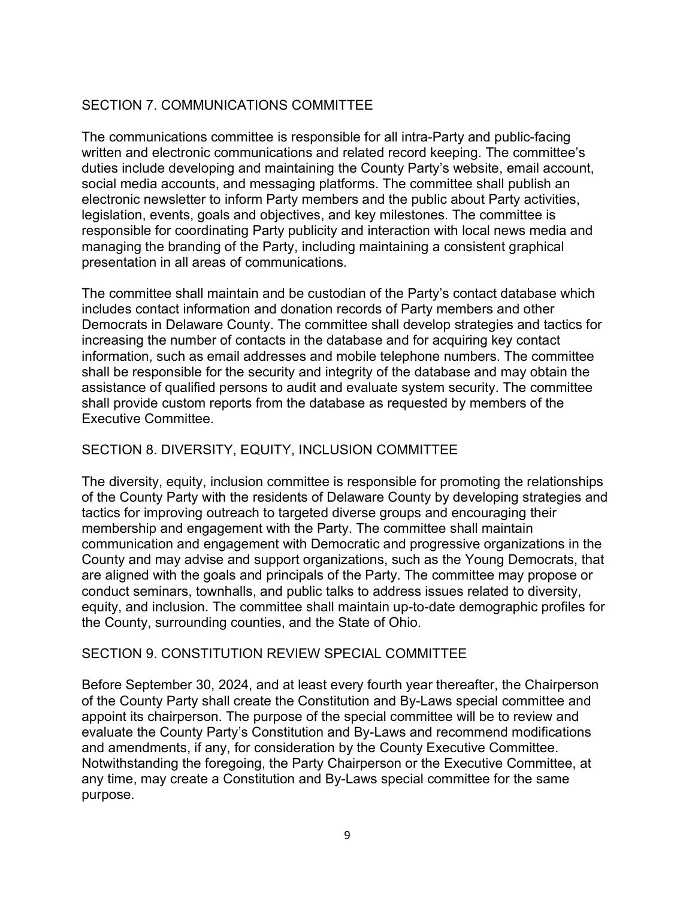## SECTION 7. COMMUNICATIONS COMMITTEE

The communications committee is responsible for all intra-Party and public-facing written and electronic communications and related record keeping. The committee's duties include developing and maintaining the County Party's website, email account, social media accounts, and messaging platforms. The committee shall publish an electronic newsletter to inform Party members and the public about Party activities, legislation, events, goals and objectives, and key milestones. The committee is responsible for coordinating Party publicity and interaction with local news media and managing the branding of the Party, including maintaining a consistent graphical presentation in all areas of communications.

The committee shall maintain and be custodian of the Party's contact database which includes contact information and donation records of Party members and other Democrats in Delaware County. The committee shall develop strategies and tactics for increasing the number of contacts in the database and for acquiring key contact information, such as email addresses and mobile telephone numbers. The committee shall be responsible for the security and integrity of the database and may obtain the assistance of qualified persons to audit and evaluate system security. The committee shall provide custom reports from the database as requested by members of the Executive Committee.

## SECTION 8. DIVERSITY, EQUITY, INCLUSION COMMITTEE

The diversity, equity, inclusion committee is responsible for promoting the relationships of the County Party with the residents of Delaware County by developing strategies and tactics for improving outreach to targeted diverse groups and encouraging their membership and engagement with the Party. The committee shall maintain communication and engagement with Democratic and progressive organizations in the County and may advise and support organizations, such as the Young Democrats, that are aligned with the goals and principals of the Party. The committee may propose or conduct seminars, townhalls, and public talks to address issues related to diversity, equity, and inclusion. The committee shall maintain up-to-date demographic profiles for the County, surrounding counties, and the State of Ohio.

## SECTION 9. CONSTITUTION REVIEW SPECIAL COMMITTEE

Before September 30, 2024, and at least every fourth year thereafter, the Chairperson of the County Party shall create the Constitution and By-Laws special committee and appoint its chairperson. The purpose of the special committee will be to review and evaluate the County Party's Constitution and By-Laws and recommend modifications and amendments, if any, for consideration by the County Executive Committee. Notwithstanding the foregoing, the Party Chairperson or the Executive Committee, at any time, may create a Constitution and By-Laws special committee for the same purpose.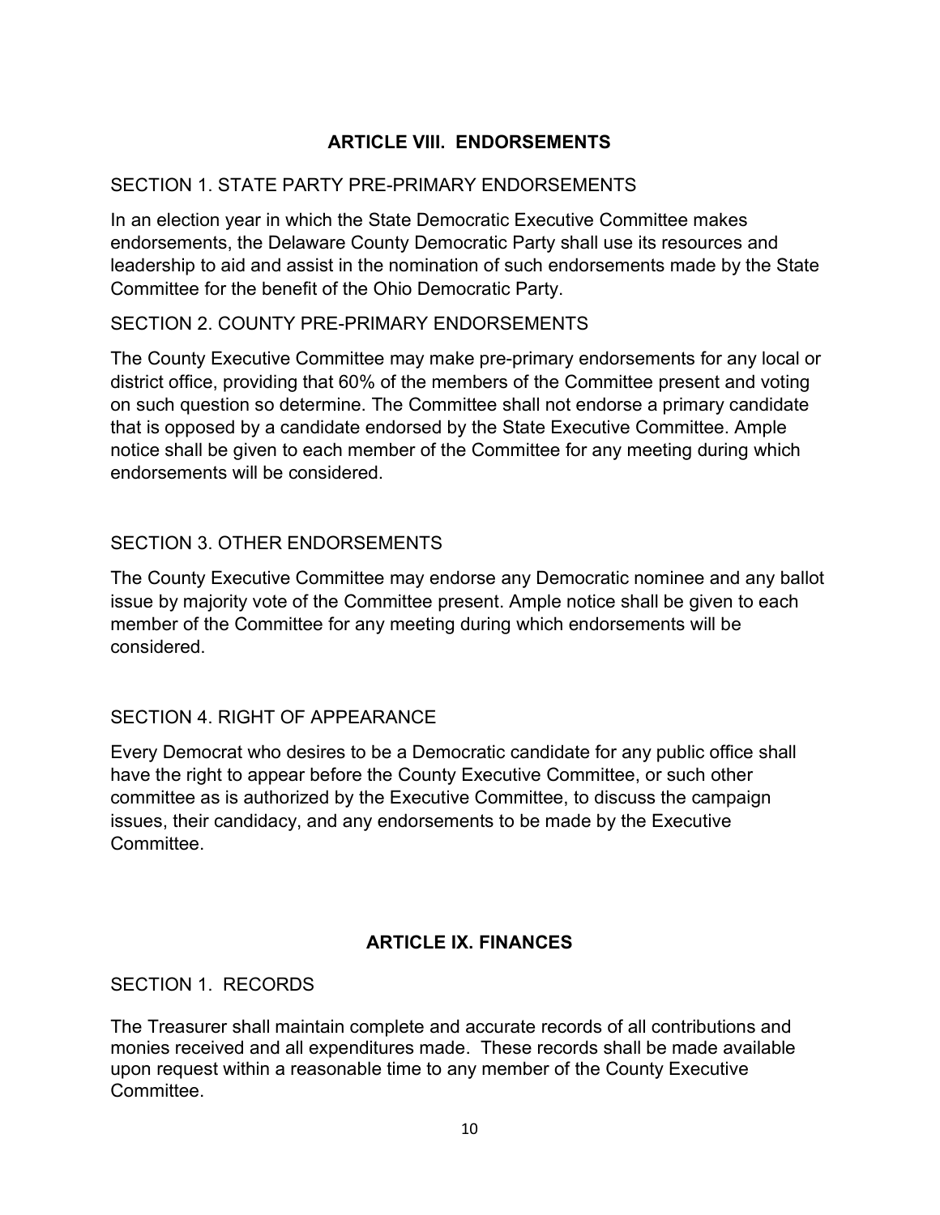## ARTICLE VIII. ENDORSEMENTS

### SECTION 1. STATE PARTY PRE-PRIMARY ENDORSEMENTS

In an election year in which the State Democratic Executive Committee makes endorsements, the Delaware County Democratic Party shall use its resources and leadership to aid and assist in the nomination of such endorsements made by the State Committee for the benefit of the Ohio Democratic Party.

### SECTION 2. COUNTY PRE-PRIMARY ENDORSEMENTS

The County Executive Committee may make pre-primary endorsements for any local or district office, providing that 60% of the members of the Committee present and voting on such question so determine. The Committee shall not endorse a primary candidate that is opposed by a candidate endorsed by the State Executive Committee. Ample notice shall be given to each member of the Committee for any meeting during which endorsements will be considered.

### SECTION 3. OTHER ENDORSEMENTS

The County Executive Committee may endorse any Democratic nominee and any ballot issue by majority vote of the Committee present. Ample notice shall be given to each member of the Committee for any meeting during which endorsements will be considered.

### SECTION 4. RIGHT OF APPEARANCE

Every Democrat who desires to be a Democratic candidate for any public office shall have the right to appear before the County Executive Committee, or such other committee as is authorized by the Executive Committee, to discuss the campaign issues, their candidacy, and any endorsements to be made by the Executive Committee.

## ARTICLE IX. FINANCES

### SECTION 1. RECORDS

The Treasurer shall maintain complete and accurate records of all contributions and monies received and all expenditures made. These records shall be made available upon request within a reasonable time to any member of the County Executive Committee.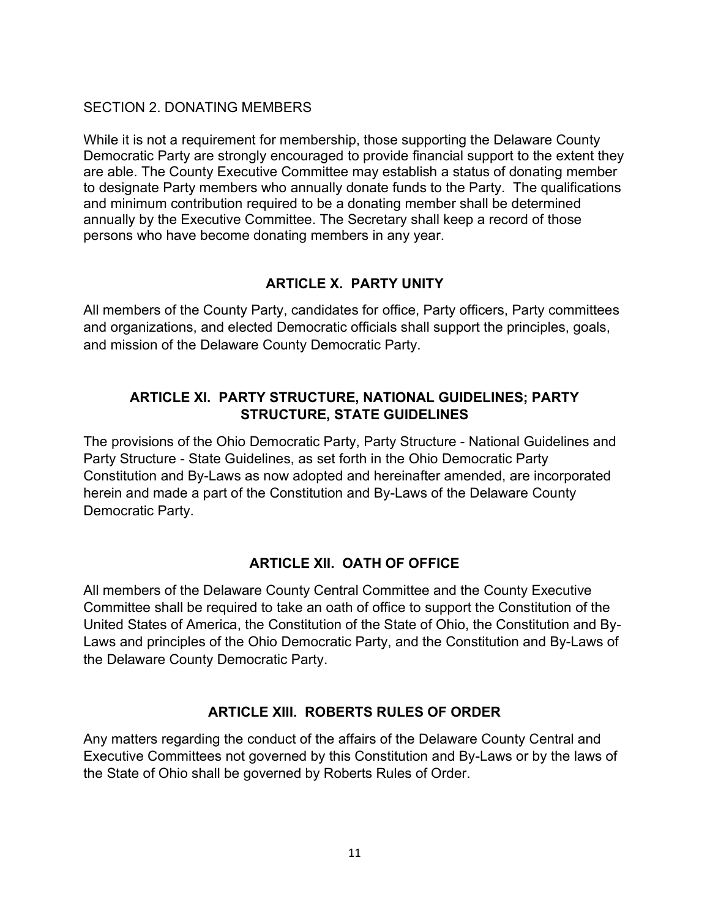SECTION 2. DONATING MEMBERS

While it is not a requirement for membership, those supporting the Delaware County Democratic Party are strongly encouraged to provide financial support to the extent they are able. The County Executive Committee may establish a status of donating member to designate Party members who annually donate funds to the Party. The qualifications and minimum contribution required to be a donating member shall be determined annually by the Executive Committee. The Secretary shall keep a record of those persons who have become donating members in any year.

## ARTICLE X. PARTY UNITY

All members of the County Party, candidates for office, Party officers, Party committees and organizations, and elected Democratic officials shall support the principles, goals, and mission of the Delaware County Democratic Party.

## ARTICLE XI. PARTY STRUCTURE, NATIONAL GUIDELINES; PARTY STRUCTURE, STATE GUIDELINES

The provisions of the Ohio Democratic Party, Party Structure - National Guidelines and Party Structure - State Guidelines, as set forth in the Ohio Democratic Party Constitution and By-Laws as now adopted and hereinafter amended, are incorporated herein and made a part of the Constitution and By-Laws of the Delaware County Democratic Party.

## ARTICLE XII. OATH OF OFFICE

All members of the Delaware County Central Committee and the County Executive Committee shall be required to take an oath of office to support the Constitution of the United States of America, the Constitution of the State of Ohio, the Constitution and By-Laws and principles of the Ohio Democratic Party, and the Constitution and By-Laws of the Delaware County Democratic Party.

## ARTICLE XIII. ROBERTS RULES OF ORDER

Any matters regarding the conduct of the affairs of the Delaware County Central and Executive Committees not governed by this Constitution and By-Laws or by the laws of the State of Ohio shall be governed by Roberts Rules of Order.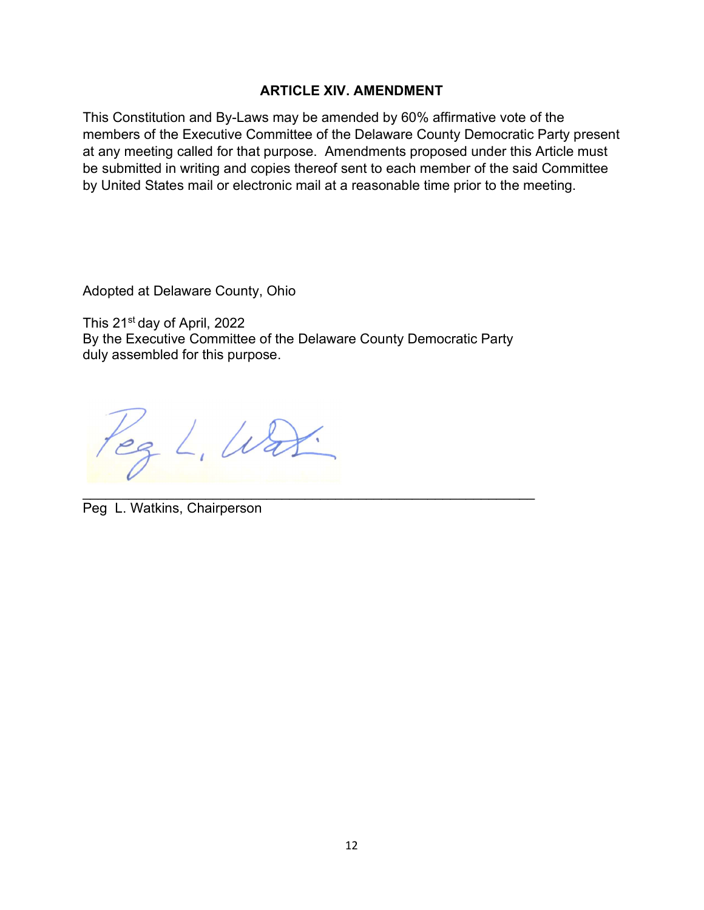## ARTICLE XIV. AMENDMENT

This Constitution and By-Laws may be amended by 60% affirmative vote of the members of the Executive Committee of the Delaware County Democratic Party present at any meeting called for that purpose. Amendments proposed under this Article must be submitted in writing and copies thereof sent to each member of the said Committee by United States mail or electronic mail at a reasonable time prior to the meeting.

Adopted at Delaware County, Ohio

This 21st day of April, 2022
By the Executive Committee of the Delaware County Democratic Party duly assembled for this purpose.

\_\_\_\_\_\_\_\_\_\_\_\_\_\_\_\_\_\_\_\_\_\_\_\_\_\_\_\_\_\_\_\_\_\_\_\_\_\_\_\_\_\_\_\_\_\_\_\_\_\_\_\_\_\_\_
Peg L. Watkins, Chairperson